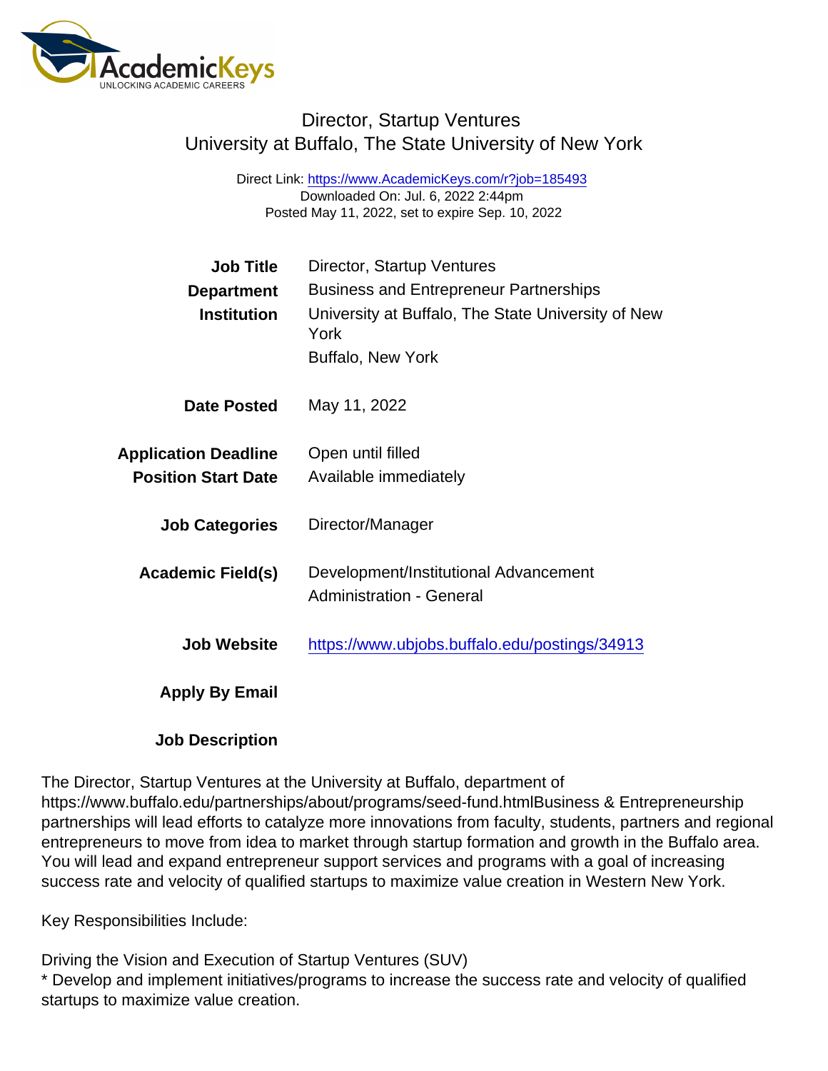# Director, Startup Ventures

## University at Buffalo, The State University of New York

Direct Link: https://www.AcademicKeys.com/r?job=185493
Downloaded On: Jul. 6, 2022 2:44pm
Posted May 11, 2022, set to expire Sep. 10, 2022

| | |
|---|---|
| **Job Title** | Director, Startup Ventures |
| **Department** | Business and Entrepreneur Partnerships |
| **Institution** | University at Buffalo, The State University of New York<br>Buffalo, New York |
| **Date Posted** | May 11, 2022 |
| **Application Deadline** | Open until filled |
| **Position Start Date** | Available immediately |
| **Job Categories** | Director/Manager |
| **Academic Field(s)** | Development/Institutional Advancement<br>Administration - General |
| **Job Website** | https://www.ubjobs.buffalo.edu/postings/34913 |
| **Apply By Email** | |

**Job Description**

The Director, Startup Ventures at the University at Buffalo, department of https://www.buffalo.edu/partnerships/about/programs/seed-fund.htmlBusiness & Entrepreneurship partnerships will lead efforts to catalyze more innovations from faculty, students, partners and regional entrepreneurs to move from idea to market through startup formation and growth in the Buffalo area. You will lead and expand entrepreneur support services and programs with a goal of increasing success rate and velocity of qualified startups to maximize value creation in Western New York.

Key Responsibilities Include:

Driving the Vision and Execution of Startup Ventures (SUV)
* Develop and implement initiatives/programs to increase the success rate and velocity of qualified startups to maximize value creation.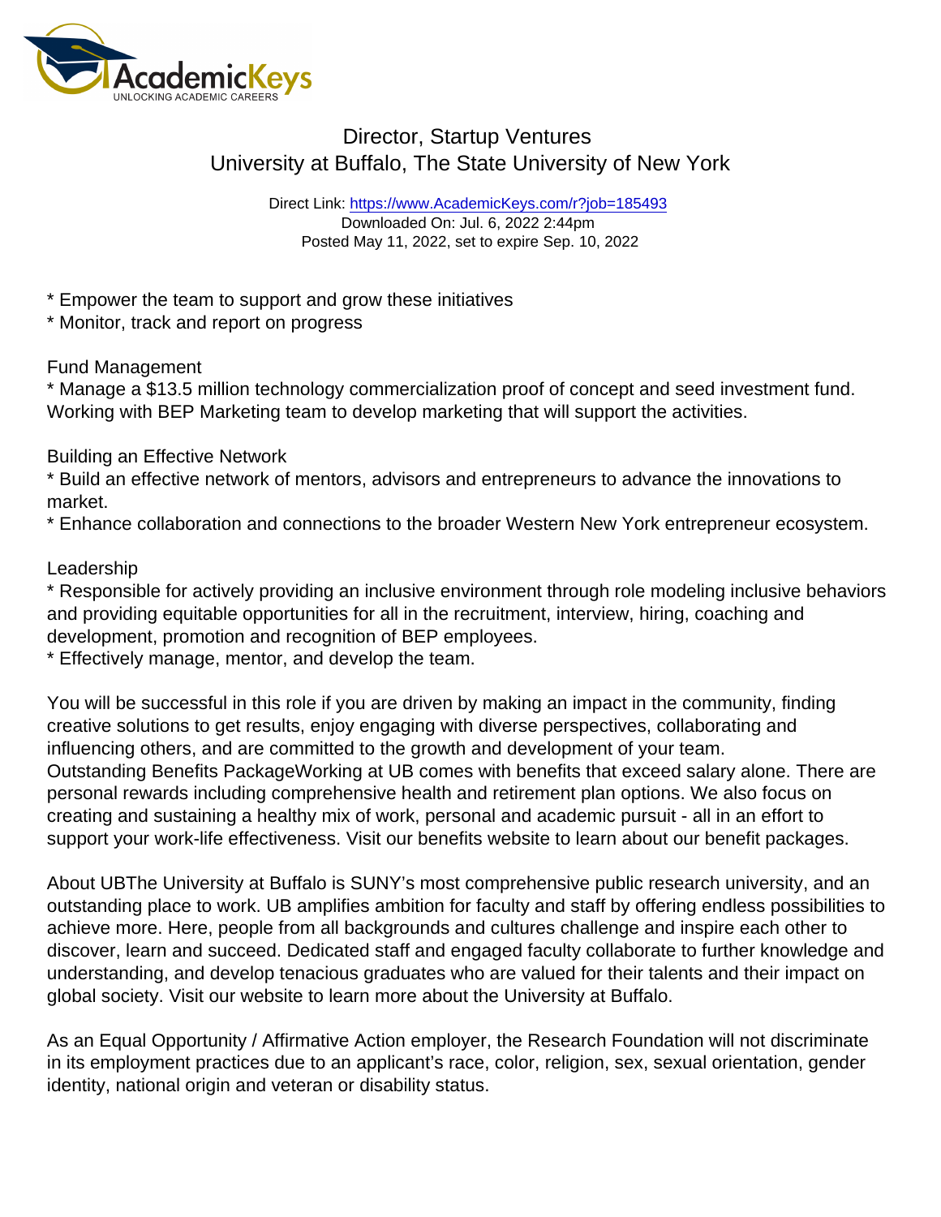# Director, Startup Ventures
## University at Buffalo, The State University of New York

Direct Link: https://www.AcademicKeys.com/r?job=185493
Downloaded On: Jul. 6, 2022 2:44pm
Posted May 11, 2022, set to expire Sep. 10, 2022

* Empower the team to support and grow these initiatives
* Monitor, track and report on progress

Fund Management
* Manage a $13.5 million technology commercialization proof of concept and seed investment fund. Working with BEP Marketing team to develop marketing that will support the activities.

Building an Effective Network
* Build an effective network of mentors, advisors and entrepreneurs to advance the innovations to market.
* Enhance collaboration and connections to the broader Western New York entrepreneur ecosystem.

Leadership
* Responsible for actively providing an inclusive environment through role modeling inclusive behaviors and providing equitable opportunities for all in the recruitment, interview, hiring, coaching and development, promotion and recognition of BEP employees.
* Effectively manage, mentor, and develop the team.

You will be successful in this role if you are driven by making an impact in the community, finding creative solutions to get results, enjoy engaging with diverse perspectives, collaborating and influencing others, and are committed to the growth and development of your team.
Outstanding Benefits PackageWorking at UB comes with benefits that exceed salary alone. There are personal rewards including comprehensive health and retirement plan options. We also focus on creating and sustaining a healthy mix of work, personal and academic pursuit - all in an effort to support your work-life effectiveness. Visit our benefits website to learn about our benefit packages.

About UBThe University at Buffalo is SUNY's most comprehensive public research university, and an outstanding place to work. UB amplifies ambition for faculty and staff by offering endless possibilities to achieve more. Here, people from all backgrounds and cultures challenge and inspire each other to discover, learn and succeed. Dedicated staff and engaged faculty collaborate to further knowledge and understanding, and develop tenacious graduates who are valued for their talents and their impact on global society. Visit our website to learn more about the University at Buffalo.

As an Equal Opportunity / Affirmative Action employer, the Research Foundation will not discriminate in its employment practices due to an applicant's race, color, religion, sex, sexual orientation, gender identity, national origin and veteran or disability status.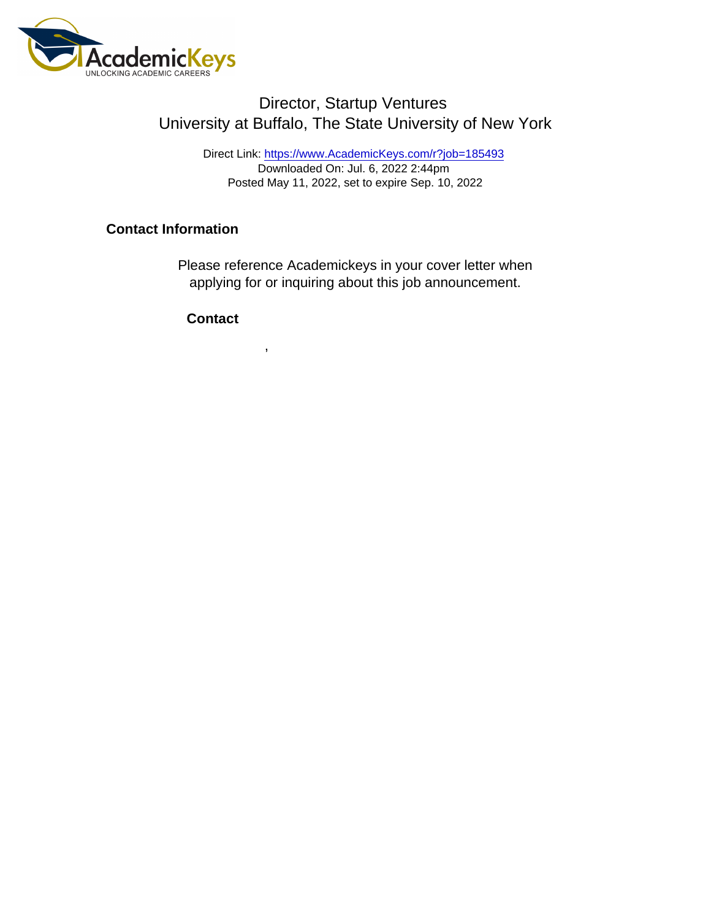# Director, Startup Ventures
## University at Buffalo, The State University of New York

Direct Link: https://www.AcademicKeys.com/r?job=185493
Downloaded On: Jul. 6, 2022 2:44pm
Posted May 11, 2022, set to expire Sep. 10, 2022

### Contact Information

Please reference Academickeys in your cover letter when applying for or inquiring about this job announcement.

**Contact**

,